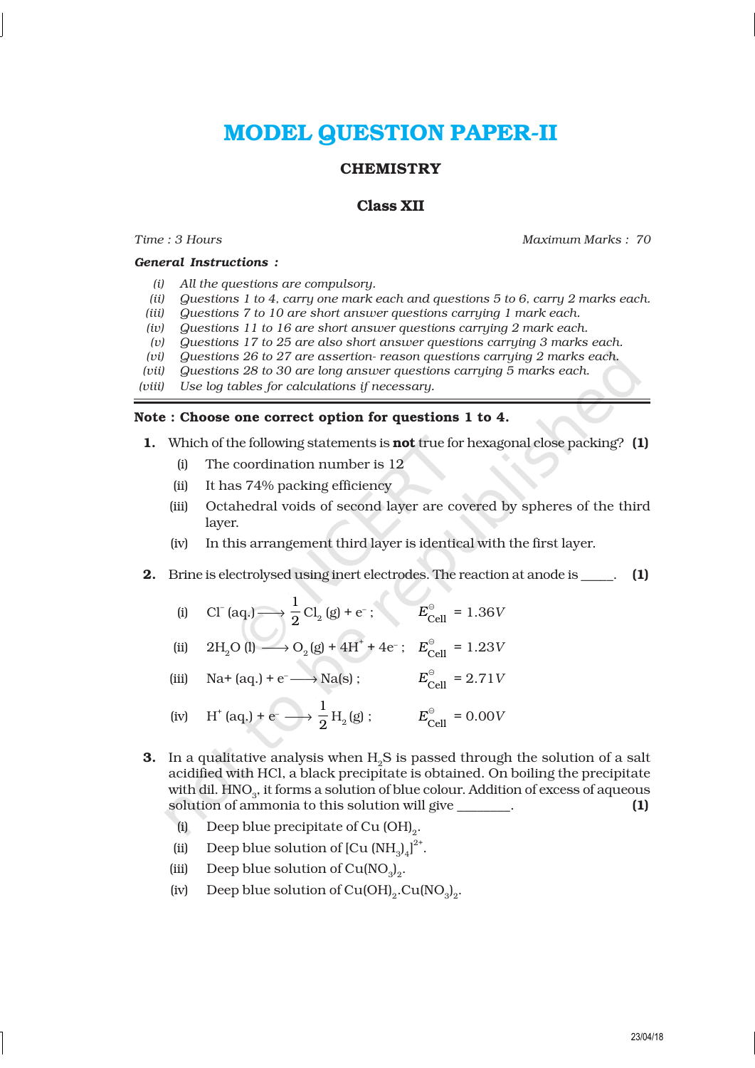# MODEL QUESTION PAPER-II

## CHEMISTRY

## Class XII

*Time : 3 Hours* | *Maximum Marks : 70*

**General Instructions :**

*(i)* *All the questions are compulsory.*

*(ii)* *Questions 1 to 4, carry one mark each and questions 5 to 6, carry 2 marks each.*

*(iii)* *Questions 7 to 10 are short answer questions carrying 1 mark each.*

*(iv)* *Questions 11 to 16 are short answer questions carrying 2 mark each.*

*(v)* *Questions 17 to 25 are also short answer questions carrying 3 marks each.*

*(vi)* *Questions 26 to 27 are assertion- reason questions carrying 2 marks each.*

*(vii)* *Questions 28 to 30 are long answer questions carrying 5 marks each.*

*(viii)* *Use log tables for calculations if necessary.*

---

**Note : Choose one correct option for questions 1 to 4.**

**1.** Which of the following statements is **not** true for hexagonal close packing? **(1)**

(i) The coordination number is 12

(ii) It has 74% packing efficiency

(iii) Octahedral voids of second layer are covered by spheres of the third layer.

(iv) In this arrangement third layer is identical with the first layer.

**2.** Brine is electrolysed using inert electrodes. The reaction at anode is _____. **(1)**

(i) $Cl^-(aq.) \longrightarrow \frac{1}{2}Cl_2(g) + e^-$ ; $E^{\ominus}_{Cell} = 1.36V$

(ii) $2H_2O(l) \longrightarrow O_2(g) + 4H^+ + 4e^-$ ; $E^{\ominus}_{Cell} = 1.23V$

(iii) $Na^+(aq.) + e^- \longrightarrow Na(s)$ ; $E^{\ominus}_{Cell} = 2.71V$

(iv) $H^+(aq.) + e^- \longrightarrow \frac{1}{2}H_2(g)$ ; $E^{\ominus}_{Cell} = 0.00V$

**3.** In a qualitative analysis when $H_2S$ is passed through the solution of a salt acidified with HCl, a black precipitate is obtained. On boiling the precipitate with dil. $HNO_3$, it forms a solution of blue colour. Addition of excess of aqueous solution of ammonia to this solution will give ________. **(1)**

(i) Deep blue precipitate of $Cu(OH)_2$.

(ii) Deep blue solution of $[Cu(NH_3)_4]^{2+}$.

(iii) Deep blue solution of $Cu(NO_3)_2$.

(iv) Deep blue solution of $Cu(OH)_2.Cu(NO_3)_2$.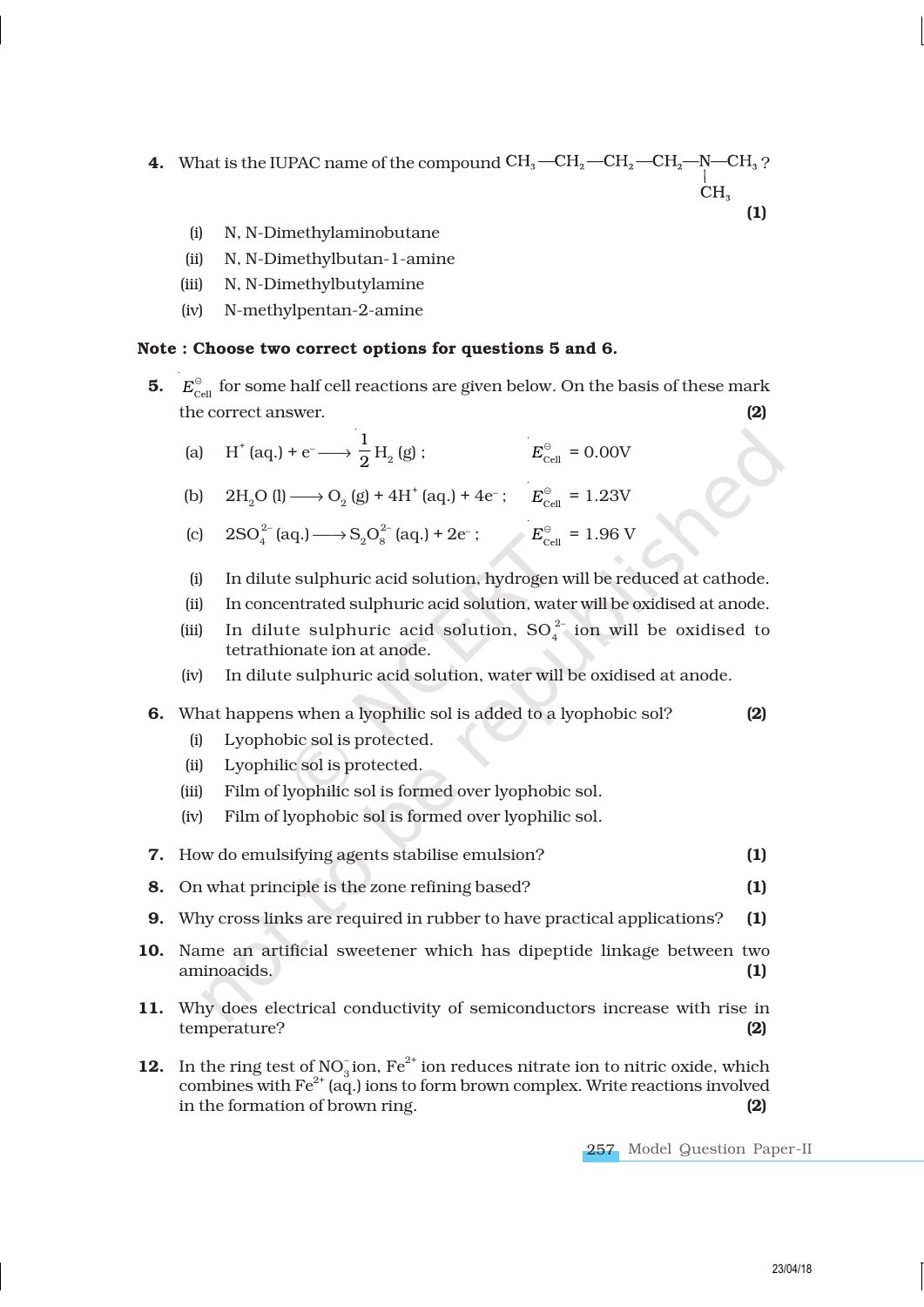**4.** What is the IUPAC name of the compound $CH_3—CH_2—CH_2—CH_2—N(CH_3)—CH_3$ ? **(1)**

(i) N, N-Dimethylaminobutane

(ii) N, N-Dimethylbutan-1-amine

(iii) N, N-Dimethylbutylamine

(iv) N-methylpentan-2-amine

**Note : Choose two correct options for questions 5 and 6.**

**5.** $E^{\ominus}_{Cell}$ for some half cell reactions are given below. On the basis of these mark the correct answer. **(2)**

(a) $H^+ (aq.) + e^- \longrightarrow \frac{1}{2} H_2 (g)$ ; $E^{\ominus}_{Cell} = 0.00V$

(b) $2H_2O (l) \longrightarrow O_2 (g) + 4H^+ (aq.) + 4e^-$ ; $E^{\ominus}_{Cell} = 1.23V$

(c) $2SO_4^{2-} (aq.) \longrightarrow S_2O_8^{2-} (aq.) + 2e^-$ ; $E^{\ominus}_{Cell} = 1.96$ V

(i) In dilute sulphuric acid solution, hydrogen will be reduced at cathode.

(ii) In concentrated sulphuric acid solution, water will be oxidised at anode.

(iii) In dilute sulphuric acid solution, $SO_4^{2-}$ ion will be oxidised to tetrathionate ion at anode.

(iv) In dilute sulphuric acid solution, water will be oxidised at anode.

**6.** What happens when a lyophilic sol is added to a lyophobic sol? **(2)**

(i) Lyophobic sol is protected.

(ii) Lyophilic sol is protected.

(iii) Film of lyophilic sol is formed over lyophobic sol.

(iv) Film of lyophobic sol is formed over lyophilic sol.

**7.** How do emulsifying agents stabilise emulsion? **(1)**

**8.** On what principle is the zone refining based? **(1)**

**9.** Why cross links are required in rubber to have practical applications? **(1)**

**10.** Name an artificial sweetener which has dipeptide linkage between two aminoacids. **(1)**

**11.** Why does electrical conductivity of semiconductors increase with rise in temperature? **(2)**

**12.** In the ring test of $NO_3^-$ ion, $Fe^{2+}$ ion reduces nitrate ion to nitric oxide, which combines with $Fe^{2+}$ (aq.) ions to form brown complex. Write reactions involved in the formation of brown ring. **(2)**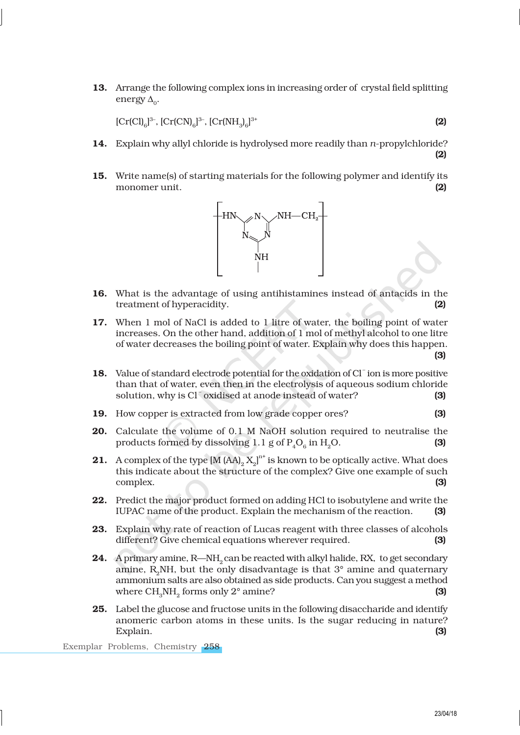**13.** Arrange the following complex ions in increasing order of crystal field splitting energy $\Delta_0$.

$[Cr(Cl)_6]^{3-}$, $[Cr(CN)_6]^{3-}$, $[Cr(NH_3)_6]^{3+}$ **(2)**

**14.** Explain why allyl chloride is hydrolysed more readily than *n*-propylchloride? **(2)**

**15.** Write name(s) of starting materials for the following polymer and identify its monomer unit. **(2)**

$$\left[ -HN-C_3N_3(-NH-)-NH-CH_2- \right]$$

(Polymer repeat unit: a triazine ring bearing three —NH— groups, one of which is linked to —CH₂—.)

**16.** What is the advantage of using antihistamines instead of antacids in the treatment of hyperacidity. **(2)**

**17.** When 1 mol of NaCl is added to 1 litre of water, the boiling point of water increases. On the other hand, addition of 1 mol of methyl alcohol to one litre of water decreases the boiling point of water. Explain why does this happen. **(3)**

**18.** Value of standard electrode potential for the oxidation of $Cl^-$ ion is more positive than that of water, even then in the electrolysis of aqueous sodium chloride solution, why is $Cl^-$ oxidised at anode instead of water? **(3)**

**19.** How copper is extracted from low grade copper ores? **(3)**

**20.** Calculate the volume of 0.1 M NaOH solution required to neutralise the products formed by dissolving 1.1 g of $P_4O_6$ in $H_2O$. **(3)**

**21.** A complex of the type $[M(AA)_2X_2]^{n+}$ is known to be optically active. What does this indicate about the structure of the complex? Give one example of such complex. **(3)**

**22.** Predict the major product formed on adding HCl to isobutylene and write the IUPAC name of the product. Explain the mechanism of the reaction. **(3)**

**23.** Explain why rate of reaction of Lucas reagent with three classes of alcohols different? Give chemical equations wherever required. **(3)**

**24.** A primary amine, $R—NH_2$ can be reacted with alkyl halide, RX, to get secondary amine, $R_2NH$, but the only disadvantage is that 3° amine and quaternary ammonium salts are also obtained as side products. Can you suggest a method where $CH_3NH_2$ forms only 2° amine? **(3)**

**25.** Label the glucose and fructose units in the following disaccharide and identify anomeric carbon atoms in these units. Is the sugar reducing in nature? Explain. **(3)**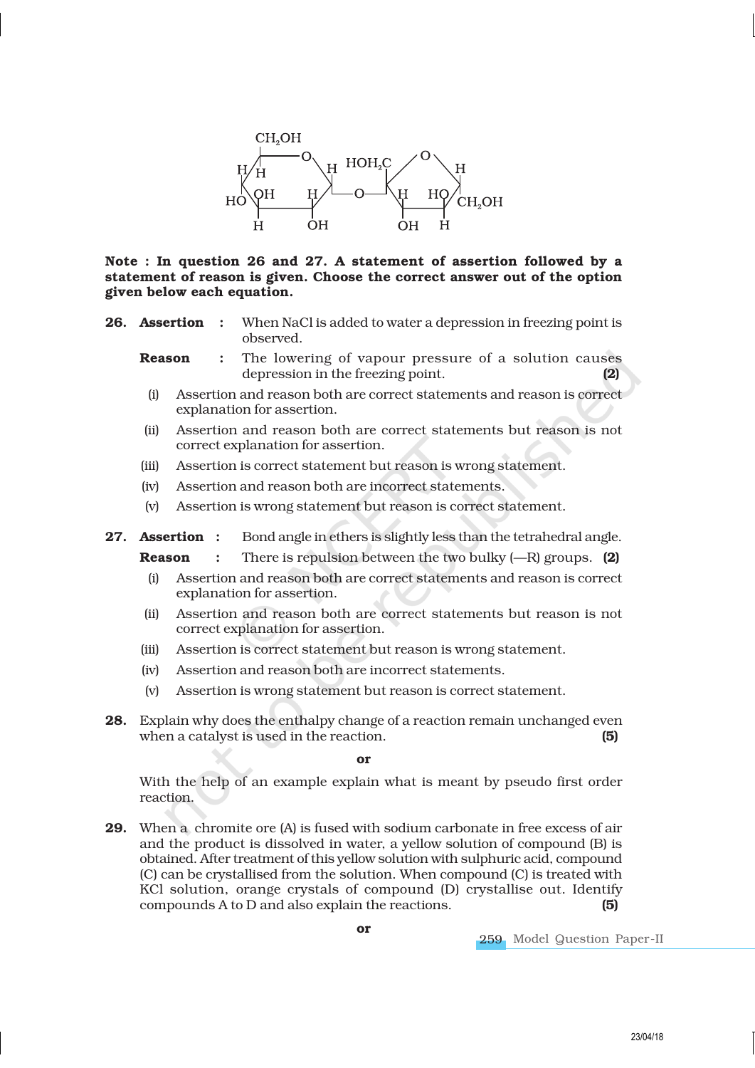Note : In question 26 and 27. A statement of assertion followed by a statement of reason is given. Choose the correct answer out of the option given below each equation.

**26. Assertion :** When NaCl is added to water a depression in freezing point is observed.

**Reason :** The lowering of vapour pressure of a solution causes depression in the freezing point. **(2)**

(i) Assertion and reason both are correct statements and reason is correct explanation for assertion.

(ii) Assertion and reason both are correct statements but reason is not correct explanation for assertion.

(iii) Assertion is correct statement but reason is wrong statement.

(iv) Assertion and reason both are incorrect statements.

(v) Assertion is wrong statement but reason is correct statement.

**27. Assertion :** Bond angle in ethers is slightly less than the tetrahedral angle.

**Reason :** There is repulsion between the two bulky (—R) groups. **(2)**

(i) Assertion and reason both are correct statements and reason is correct explanation for assertion.

(ii) Assertion and reason both are correct statements but reason is not correct explanation for assertion.

(iii) Assertion is correct statement but reason is wrong statement.

(iv) Assertion and reason both are incorrect statements.

(v) Assertion is wrong statement but reason is correct statement.

**28.** Explain why does the enthalpy change of a reaction remain unchanged even when a catalyst is used in the reaction. **(5)**

**or**

With the help of an example explain what is meant by pseudo first order reaction.

**29.** When a chromite ore (A) is fused with sodium carbonate in free excess of air and the product is dissolved in water, a yellow solution of compound (B) is obtained. After treatment of this yellow solution with sulphuric acid, compound (C) can be crystallised from the solution. When compound (C) is treated with KCl solution, orange crystals of compound (D) crystallise out. Identify compounds A to D and also explain the reactions. **(5)**

**or**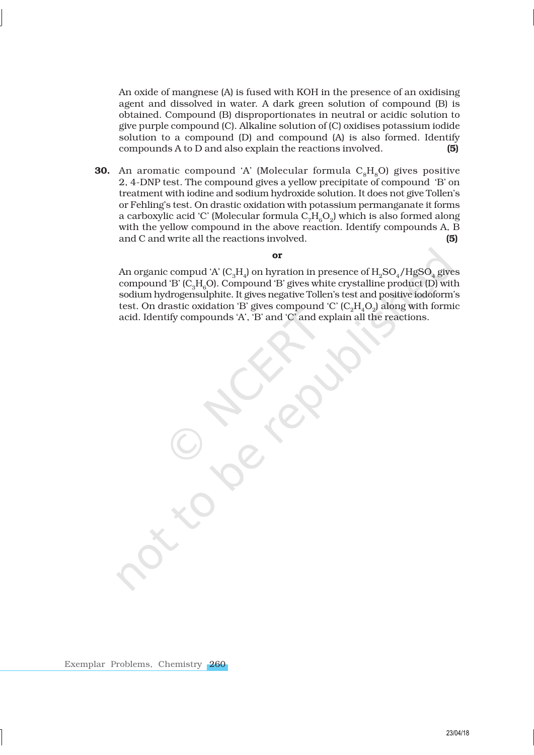An oxide of mangnese (A) is fused with KOH in the presence of an oxidising agent and dissolved in water. A dark green solution of compound (B) is obtained. Compound (B) disproportionates in neutral or acidic solution to give purple compound (C). Alkaline solution of (C) oxidises potassium iodide solution to a compound (D) and compound (A) is also formed. Identify compounds A to D and also explain the reactions involved. **(5)**

**30.** An aromatic compound 'A' (Molecular formula $C_8H_8O$) gives positive 2, 4-DNP test. The compound gives a yellow precipitate of compound 'B' on treatment with iodine and sodium hydroxide solution. It does not give Tollen's or Fehling's test. On drastic oxidation with potassium permanganate it forms a carboxylic acid 'C' (Molecular formula $C_7H_6O_2$) which is also formed along with the yellow compound in the above reaction. Identify compounds A, B and C and write all the reactions involved. **(5)**

**or**

An organic compud 'A' ($C_3H_4$) on hyration in presence of $H_2SO_4/HgSO_4$ gives compound 'B' ($C_3H_6O$). Compound 'B' gives white crystalline product (D) with sodium hydrogensulphite. It gives negative Tollen's test and positive iodoform's test. On drastic oxidation 'B' gives compound 'C' ($C_2H_4O_2$) along with formic acid. Identify compounds 'A', 'B' and 'C' and explain all the reactions.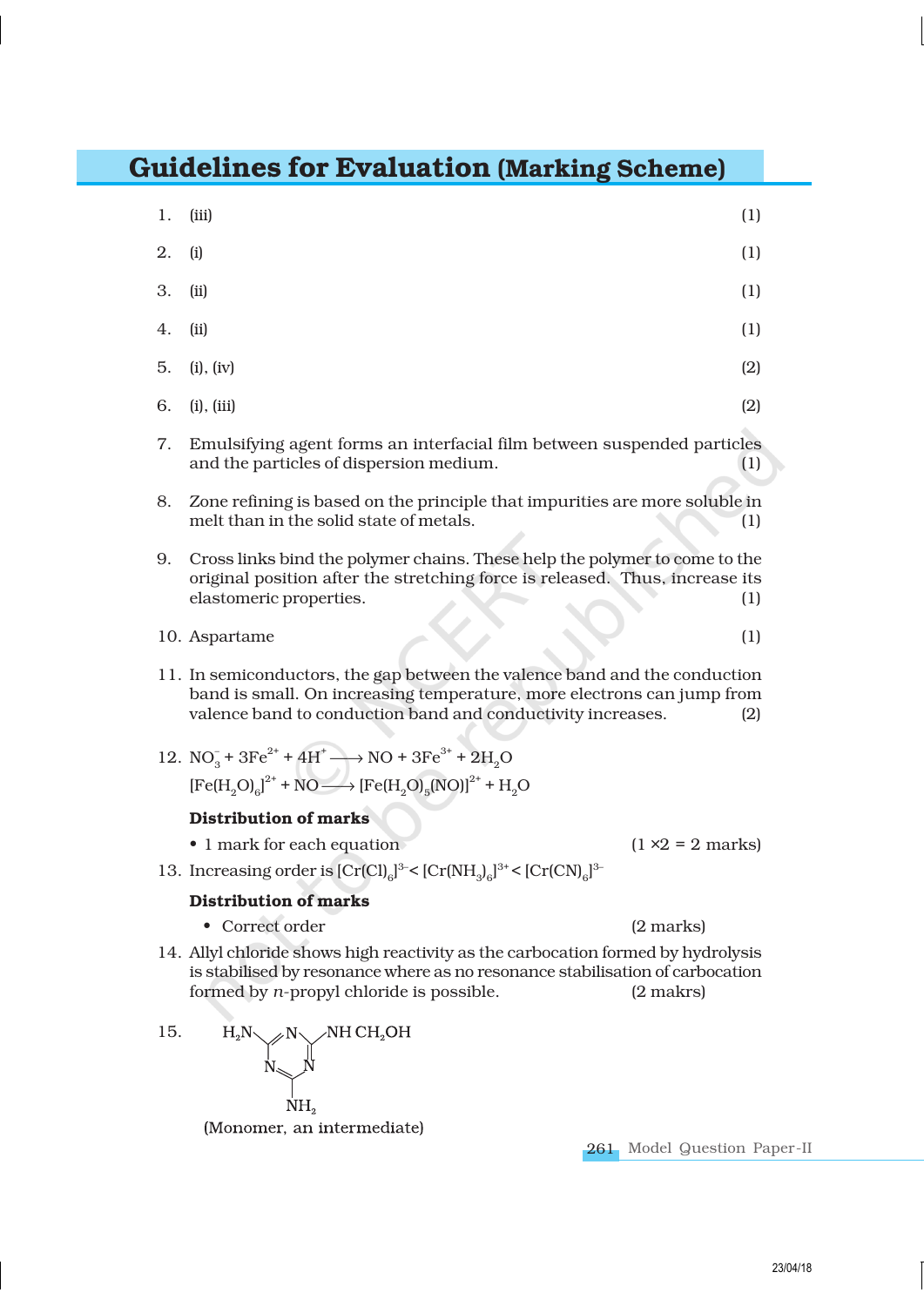# Guidelines for Evaluation (Marking Scheme)

1. (iii) (1)

2. (i) (1)

3. (ii) (1)

4. (ii) (1)

5. (i), (iv) (2)

6. (i), (iii) (2)

7. Emulsifying agent forms an interfacial film between suspended particles and the particles of dispersion medium. (1)

8. Zone refining is based on the principle that impurities are more soluble in melt than in the solid state of metals. (1)

9. Cross links bind the polymer chains. These help the polymer to come to the original position after the stretching force is released. Thus, increase its elastomeric properties. (1)

10. Aspartame (1)

11. In semiconductors, the gap between the valence band and the conduction band is small. On increasing temperature, more electrons can jump from valence band to conduction band and conductivity increases. (2)

12. $NO_3^- + 3Fe^{2+} + 4H^+ \longrightarrow NO + 3Fe^{3+} + 2H_2O$

    $[Fe(H_2O)_6]^{2+} + NO \longrightarrow [Fe(H_2O)_5(NO)]^{2+} + H_2O$

    **Distribution of marks**

    - 1 mark for each equation (1 ×2 = 2 marks)

13. Increasing order is $[Cr(Cl)_6]^{3-} < [Cr(NH_3)_6]^{3+} < [Cr(CN)_6]^{3-}$

    **Distribution of marks**

    - Correct order (2 marks)

14. Allyl chloride shows high reactivity as the carbocation formed by hydrolysis is stabilised by resonance where as no resonance stabilisation of carbocation formed by *n*-propyl chloride is possible. (2 makrs)

15. (Triazine ring structure with substituents: $H_2N$, $NH\,CH_2OH$, $NH_2$)

    (Monomer, an intermediate)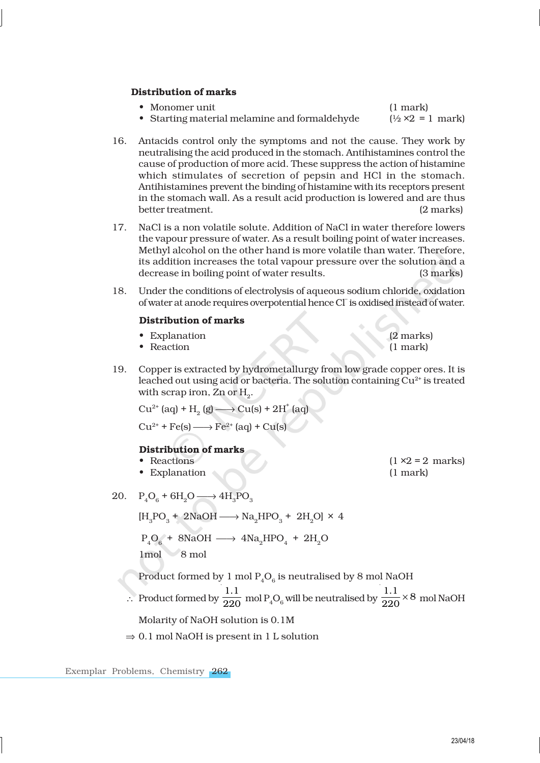**Distribution of marks**

- Monomer unit (1 mark)
- Starting material melamine and formaldehyde (½ ×2 = 1 mark)

16. Antacids control only the symptoms and not the cause. They work by neutralising the acid produced in the stomach. Antihistamines control the cause of production of more acid. These suppress the action of histamine which stimulates of secretion of pepsin and HCl in the stomach. Antihistamines prevent the binding of histamine with its receptors present in the stomach wall. As a result acid production is lowered and are thus better treatment. (2 marks)

17. NaCl is a non volatile solute. Addition of NaCl in water therefore lowers the vapour pressure of water. As a result boiling point of water increases. Methyl alcohol on the other hand is more volatile than water. Therefore, its addition increases the total vapour pressure over the solution and a decrease in boiling point of water results. (3 marks)

18. Under the conditions of electrolysis of aqueous sodium chloride, oxidation of water at anode requires overpotential hence $Cl^-$ is oxidised instead of water.

**Distribution of marks**

- Explanation (2 marks)
- Reaction (1 mark)

19. Copper is extracted by hydrometallurgy from low grade copper ores. It is leached out using acid or bacteria. The solution containing $Cu^{2+}$ is treated with scrap iron, Zn or $H_2$.

$$Cu^{2+}(aq) + H_2(g) \longrightarrow Cu(s) + 2H^+(aq)$$

$$Cu^{2+} + Fe(s) \longrightarrow Fe^{2+}(aq) + Cu(s)$$

**Distribution of marks**

- Reactions (1 ×2 = 2 marks)
- Explanation (1 mark)

20. $P_4O_6 + 6H_2O \longrightarrow 4H_3PO_3$

$$[H_3PO_3 + 2NaOH \longrightarrow Na_2HPO_3 + 2H_2O] \times 4$$

$$P_4O_6 + 8NaOH \longrightarrow 4Na_2HPO_4 + 2H_2O$$

1mol 8 mol

Product formed by 1 mol $P_4O_6$ is neutralised by 8 mol NaOH

$\therefore$ Product formed by $\frac{1.1}{220}$ mol $P_4O_6$ will be neutralised by $\frac{1.1}{220} \times 8$ mol NaOH

Molarity of NaOH solution is 0.1M

$\Rightarrow$ 0.1 mol NaOH is present in 1 L solution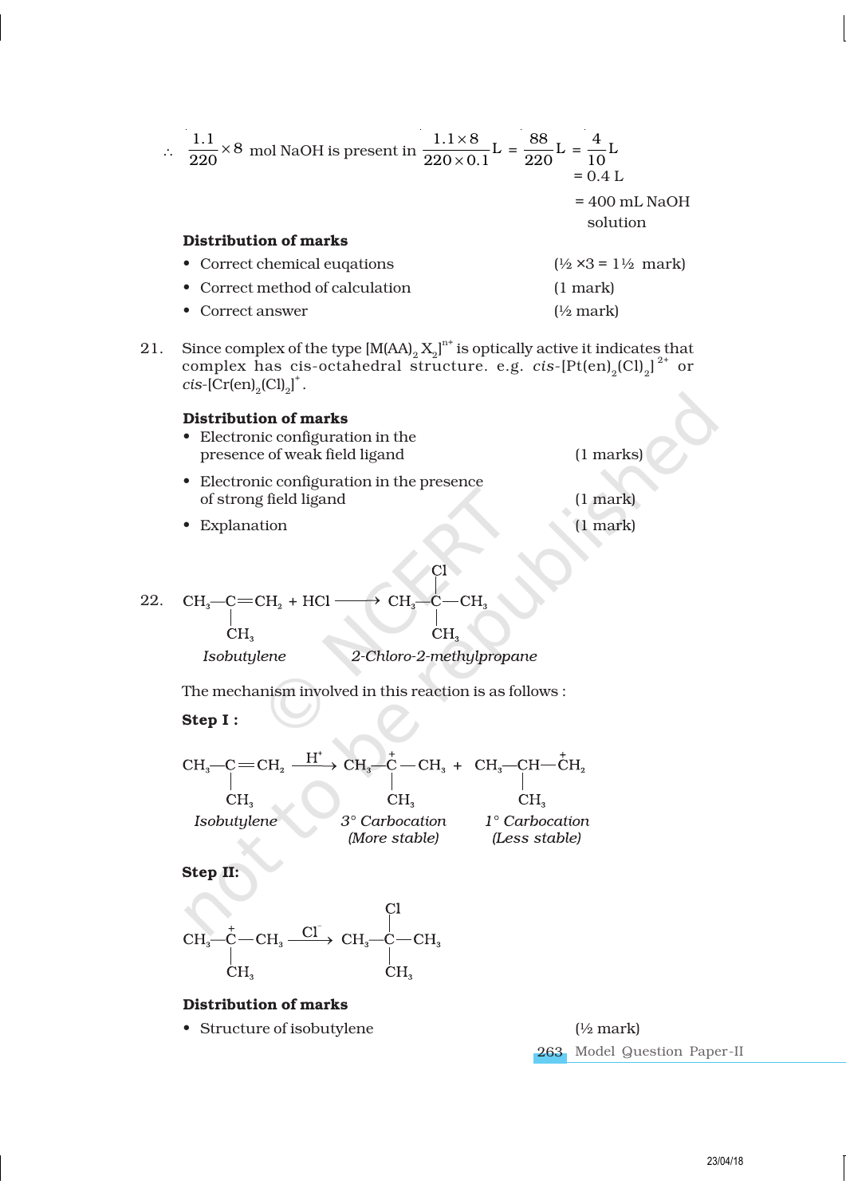$\therefore \dfrac{1.1}{220} \times 8$ mol NaOH is present in $\dfrac{1.1 \times 8}{220 \times 0.1}\text{L} = \dfrac{88}{220}\text{L} = \dfrac{4}{10}\text{L}$

$= 0.4$ L

$= 400$ mL NaOH solution

**Distribution of marks**

- Correct chemical euqations (½ ×3 = 1½ mark)
- Correct method of calculation (1 mark)
- Correct answer (½ mark)

21. Since complex of the type $[M(AA)_2X_2]^{n+}$ is optically active it indicates that complex has cis-octahedral structure. e.g. *cis*-$[Pt(en)_2(Cl)_2]^{2+}$ or *cis*-$[Cr(en)_2(Cl)_2]^{+}$.

**Distribution of marks**

- Electronic configuration in the presence of weak field ligand (1 marks)
- Electronic configuration in the presence of strong field ligand (1 mark)
- Explanation (1 mark)

22. 

$$CH_3-\underset{\underset{CH_3}{|}}{C}=CH_2 + HCl \longrightarrow CH_3-\underset{\underset{CH_3}{|}}{\overset{\overset{Cl}{|}}{C}}-CH_3$$

*Isobutylene* → *2-Chloro-2-methylpropane*

The mechanism involved in this reaction is as follows :

**Step I :**

$$CH_3-\underset{\underset{CH_3}{|}}{C}=CH_2 \xrightarrow{H^+} CH_3-\underset{\underset{CH_3}{|}}{\overset{+}{C}}-CH_3 + CH_3-\underset{\underset{CH_3}{|}}{CH}-\overset{+}{C}H_2$$

*Isobutylene*; *3° Carbocation (More stable)*; *1° Carbocation (Less stable)*

**Step II:**

$$CH_3-\underset{\underset{CH_3}{|}}{\overset{+}{C}}-CH_3 \xrightarrow{Cl^-} CH_3-\underset{\underset{CH_3}{|}}{\overset{\overset{Cl}{|}}{C}}-CH_3$$

**Distribution of marks**

- Structure of isobutylene (½ mark)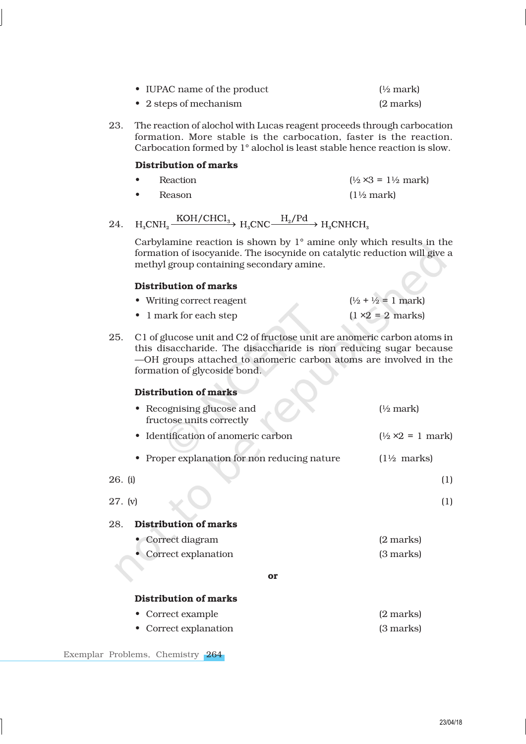- IUPAC name of the product (½ mark)
- 2 steps of mechanism (2 marks)

23. The reaction of alochol with Lucas reagent proceeds through carbocation formation. More stable is the carbocation, faster is the reaction. Carbocation formed by 1° alochol is least stable hence reaction is slow.

**Distribution of marks**

- Reaction (½ ×3 = 1½ mark)
- Reason (1½ mark)

24. $$H_3CNH_2 \xrightarrow{KOH/CHCl_3} H_3CNC \xrightarrow{H_2/Pd} H_3CNHCH_3$$

Carbylamine reaction is shown by 1° amine only which results in the formation of isocyanide. The isocynide on catalytic reduction will give a methyl group containing secondary amine.

**Distribution of marks**

- Writing correct reagent (½ + ½ = 1 mark)
- 1 mark for each step (1 ×2 = 2 marks)

25. C1 of glucose unit and C2 of fructose unit are anomeric carbon atoms in this disaccharide. The disaccharide is non reducing sugar because —OH groups attached to anomeric carbon atoms are involved in the formation of glycoside bond.

**Distribution of marks**

- Recognising glucose and fructose units correctly (½ mark)
- Identification of anomeric carbon (½ ×2 = 1 mark)
- Proper explanation for non reducing nature (1½ marks)

26. (i) (1)

27. (v) (1)

28. **Distribution of marks**

- Correct diagram (2 marks)
- Correct explanation (3 marks)

**or**

**Distribution of marks**

- Correct example (2 marks)
- Correct explanation (3 marks)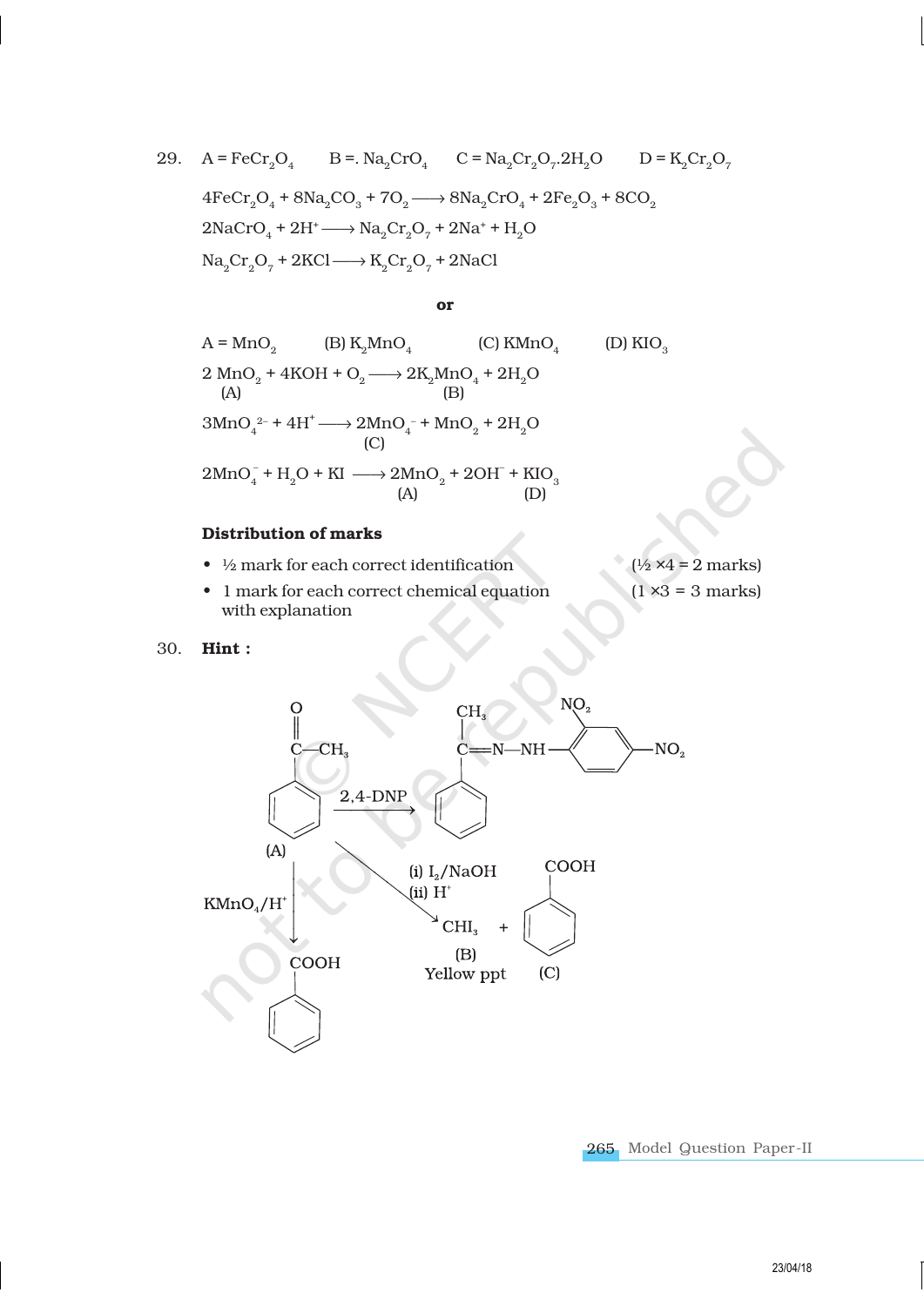29. $A = FeCr_2O_4$ $B = Na_2CrO_4$ $C = Na_2Cr_2O_7.2H_2O$ $D = K_2Cr_2O_7$

$$4FeCr_2O_4 + 8Na_2CO_3 + 7O_2 \longrightarrow 8Na_2CrO_4 + 2Fe_2O_3 + 8CO_2$$

$$2NaCrO_4 + 2H^+ \longrightarrow Na_2Cr_2O_7 + 2Na^+ + H_2O$$

$$Na_2Cr_2O_7 + 2KCl \longrightarrow K_2Cr_2O_7 + 2NaCl$$

**or**

$A = MnO_2$ (B) $K_2MnO_4$ (C) $KMnO_4$ (D) $KIO_3$

$$\underset{(A)}{2\,MnO_2} + 4KOH + O_2 \longrightarrow \underset{(B)}{2K_2MnO_4} + 2H_2O$$

$$3MnO_4^{2-} + 4H^+ \longrightarrow \underset{(C)}{2MnO_4^-} + MnO_2 + 2H_2O$$

$$2MnO_4^- + H_2O + KI \longrightarrow \underset{(A)}{2MnO_2} + 2OH^- + \underset{(D)}{KIO_3}$$

**Distribution of marks**

- ½ mark for each correct identification (½ ×4 = 2 marks)
- 1 mark for each correct chemical equation with explanation (1 ×3 = 3 marks)

30. **Hint :**

(A) $C_6H_5COCH_3$ (acetophenone) $\xrightarrow{\text{2,4-DNP}}$ $C_6H_5C(CH_3)=N-NH-C_6H_3(NO_2)_2$ (2,4-dinitrophenylhydrazone)

(A) $\xrightarrow{\text{(i) } I_2/NaOH \text{ (ii) } H^+}$ $\underset{\substack{(B)\\ \text{Yellow ppt}}}{CHI_3}$ + $\underset{(C)}{C_6H_5COOH}$

(A) $\xrightarrow{KMnO_4/H^+}$ $C_6H_5COOH$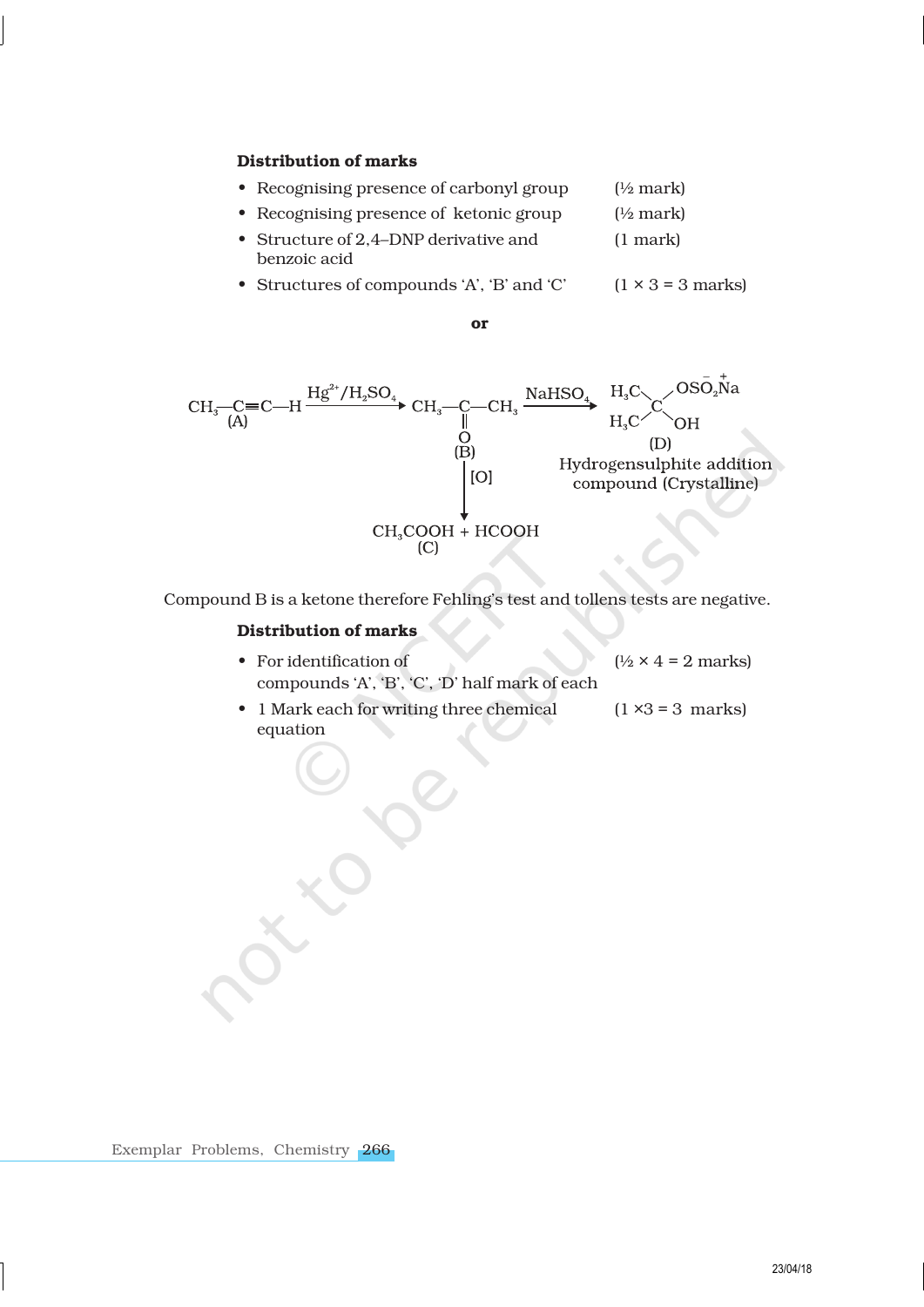**Distribution of marks**

- Recognising presence of carbonyl group (½ mark)
- Recognising presence of ketonic group (½ mark)
- Structure of 2,4–DNP derivative and benzoic acid (1 mark)
- Structures of compounds 'A', 'B' and 'C' (1 × 3 = 3 marks)

**or**

$$\underset{(A)}{CH_3—C≡C—H} \xrightarrow{Hg^{2+}/H_2SO_4} \underset{(B)}{CH_3—\overset{\overset{}{}}{\underset{\underset{O}{||}}{C}}—CH_3} \xrightarrow{NaHSO_4} \underset{(D)}{(H_3C)_2C(OH)(O\overset{-}{S}O_2\overset{+}{Na})}$$

Hydrogensulphite addition compound (Crystalline)

$$\underset{(B)}{CH_3COCH_3} \xrightarrow{[O]} \underset{(C)}{CH_3COOH + HCOOH}$$

Compound B is a ketone therefore Fehling's test and tollens tests are negative.

**Distribution of marks**

- For identification of compounds 'A', 'B', 'C', 'D' half mark of each (½ × 4 = 2 marks)
- 1 Mark each for writing three chemical equation (1 ×3 = 3 marks)